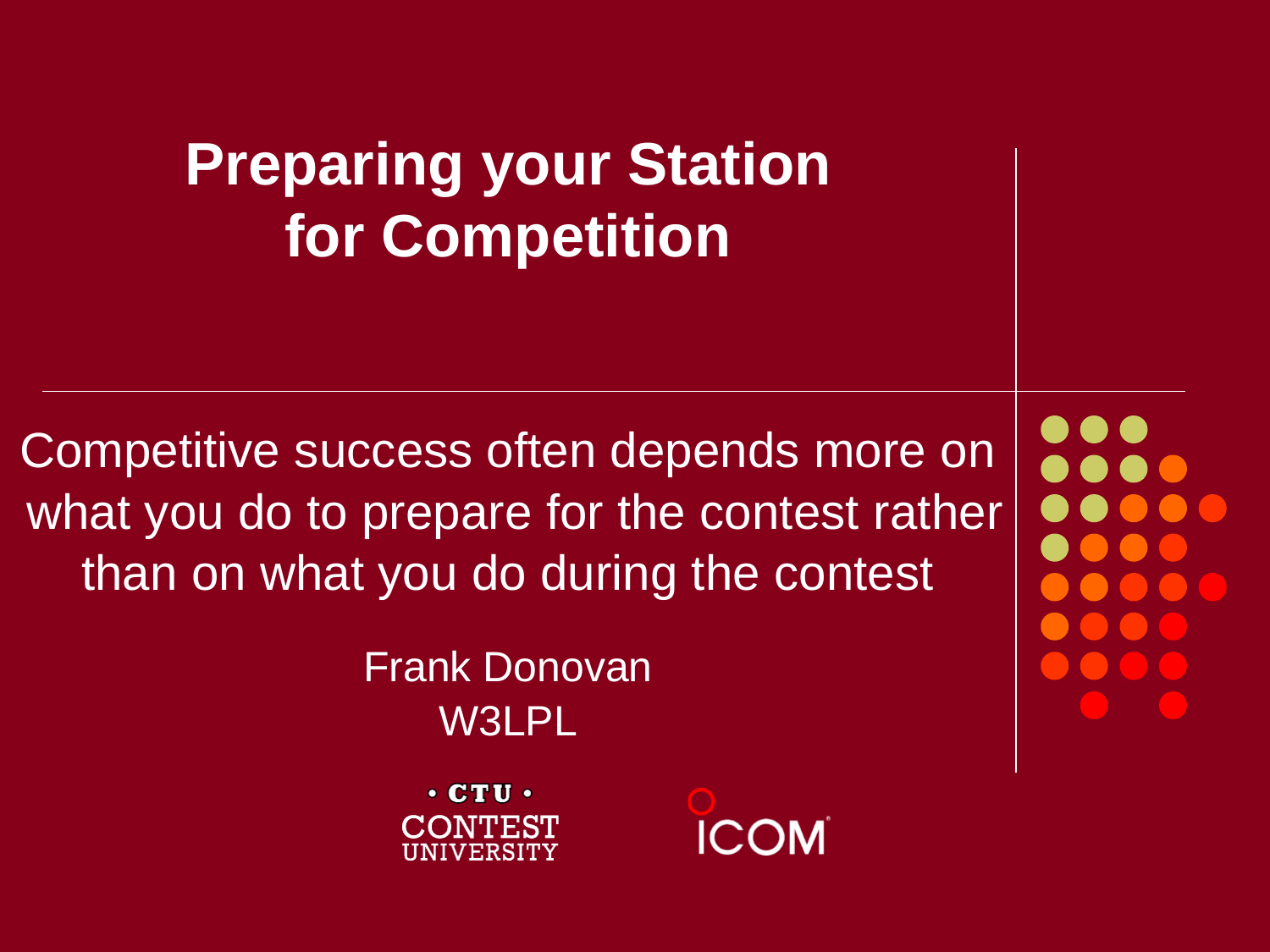# Preparing your Station for Competition

Competitive success often depends more on what you do to prepare for the contest rather than on what you do during the contest

Frank Donovan
W3LPL

• CTU •
CONTEST
UNIVERSITY

ICOM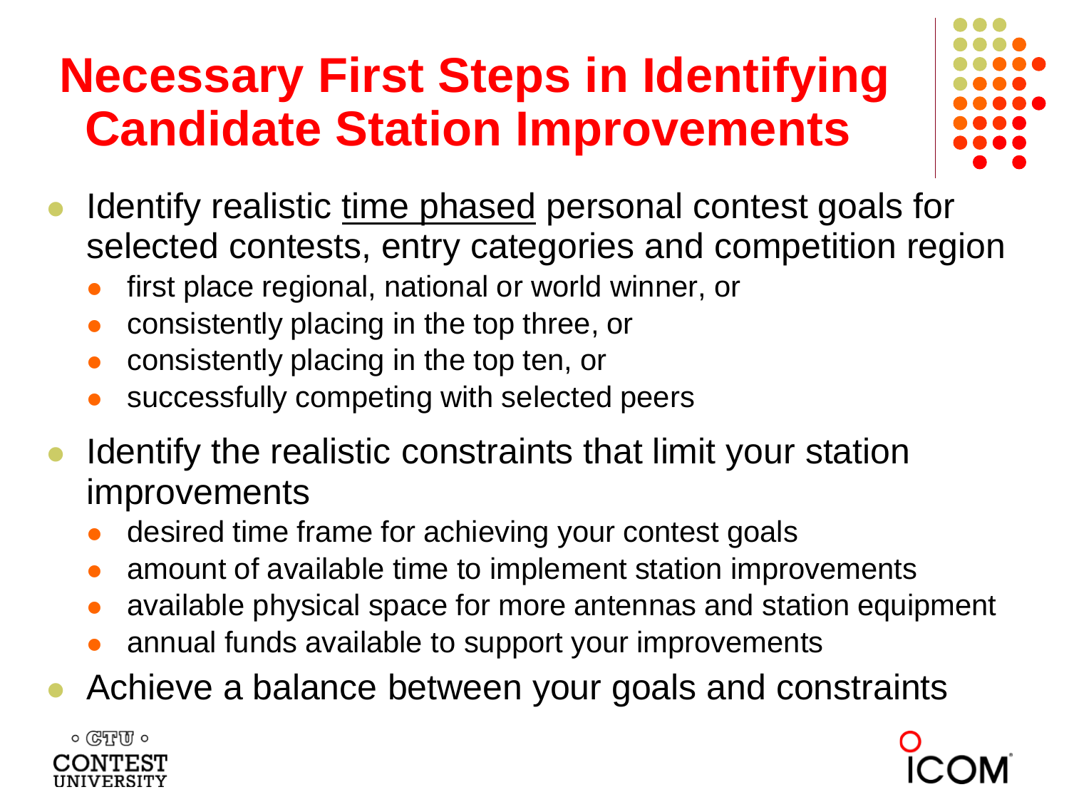# Necessary First Steps in Identifying Candidate Station Improvements

- Identify realistic <u>time phased</u> personal contest goals for selected contests, entry categories and competition region
  - first place regional, national or world winner, or
  - consistently placing in the top three, or
  - consistently placing in the top ten, or
  - successfully competing with selected peers
- Identify the realistic constraints that limit your station improvements
  - desired time frame for achieving your contest goals
  - amount of available time to implement station improvements
  - available physical space for more antennas and station equipment
  - annual funds available to support your improvements
- Achieve a balance between your goals and constraints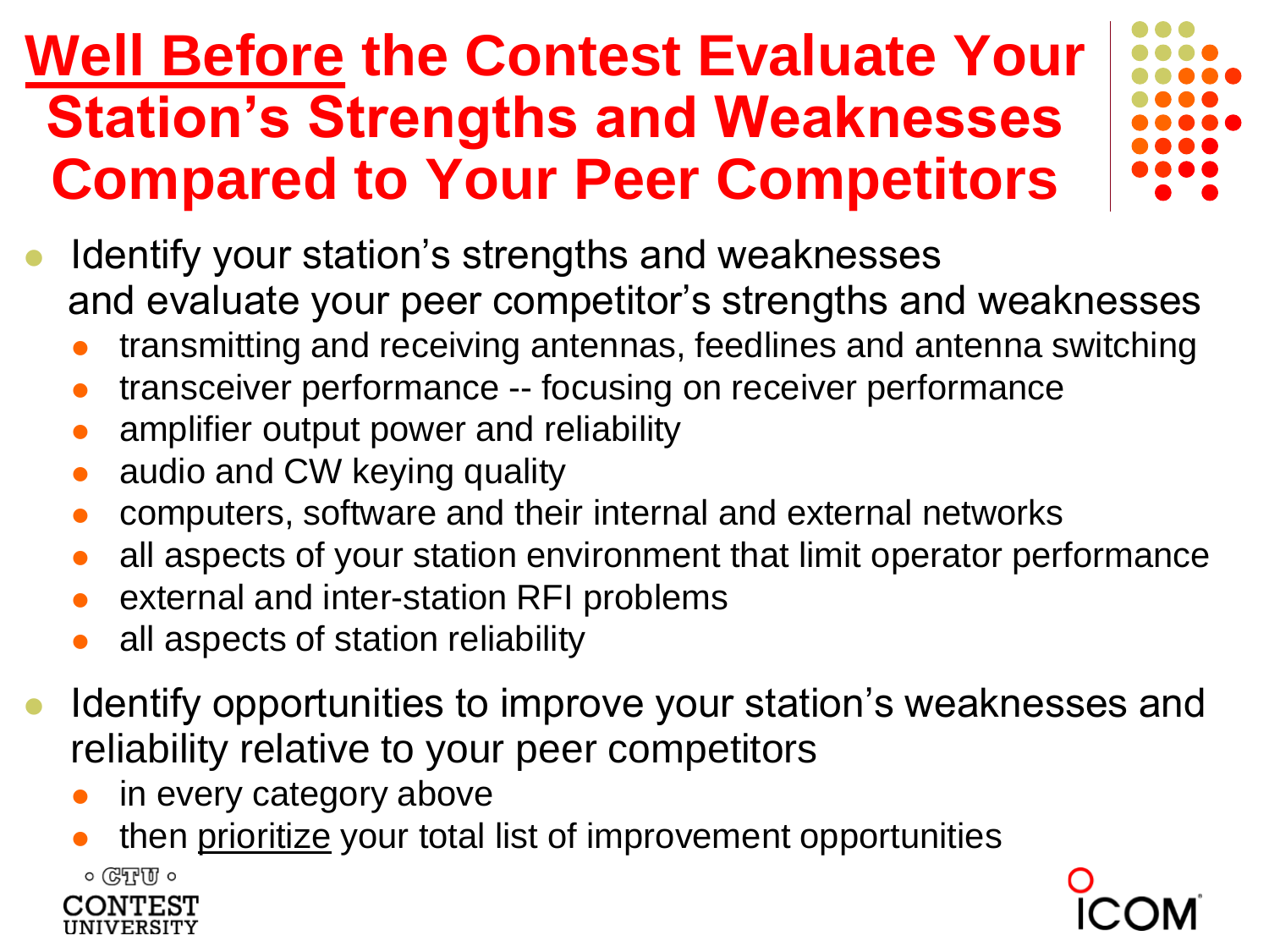# Well Before the Contest Evaluate Your Station's Strengths and Weaknesses Compared to Your Peer Competitors

- Identify your station's strengths and weaknesses and evaluate your peer competitor's strengths and weaknesses
  - transmitting and receiving antennas, feedlines and antenna switching
  - transceiver performance -- focusing on receiver performance
  - amplifier output power and reliability
  - audio and CW keying quality
  - computers, software and their internal and external networks
  - all aspects of your station environment that limit operator performance
  - external and inter-station RFI problems
  - all aspects of station reliability
- Identify opportunities to improve your station's weaknesses and reliability relative to your peer competitors
  - in every category above
  - then prioritize your total list of improvement opportunities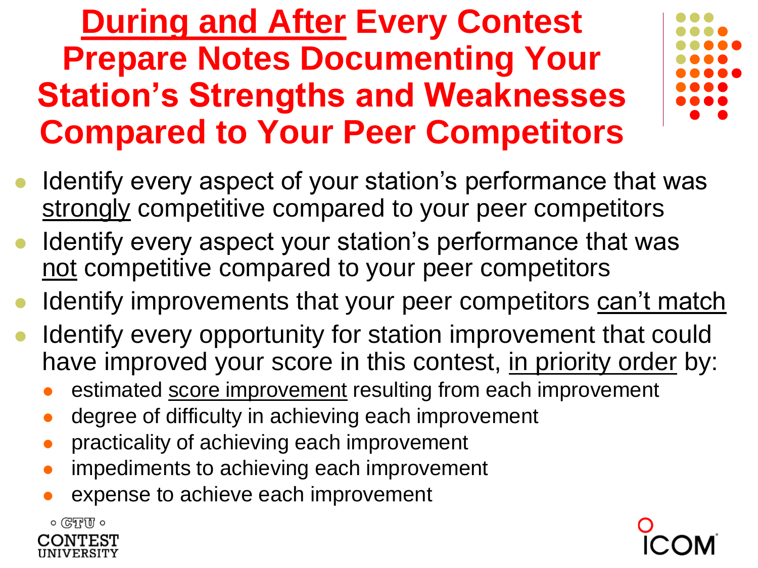# <u>During and After</u> Every Contest Prepare Notes Documenting Your Station's Strengths and Weaknesses Compared to Your Peer Competitors

- Identify every aspect of your station's performance that was <u>strongly</u> competitive compared to your peer competitors
- Identify every aspect your station's performance that was <u>not</u> competitive compared to your peer competitors
- Identify improvements that your peer competitors <u>can't match</u>
- Identify every opportunity for station improvement that could have improved your score in this contest, <u>in priority order</u> by:
  - estimated <u>score improvement</u> resulting from each improvement
  - degree of difficulty in achieving each improvement
  - practicality of achieving each improvement
  - impediments to achieving each improvement
  - expense to achieve each improvement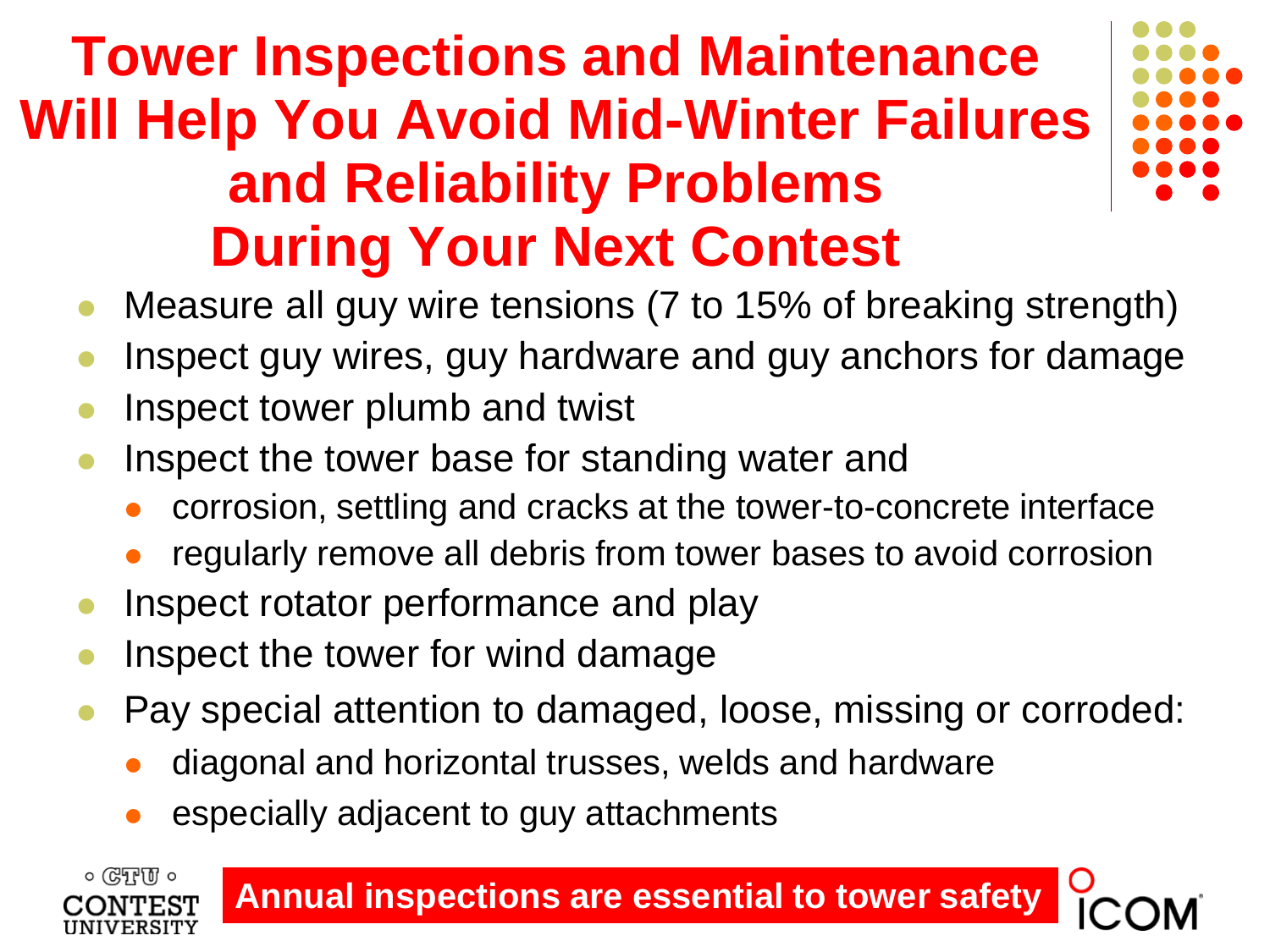# Tower Inspections and Maintenance Will Help You Avoid Mid-Winter Failures and Reliability Problems During Your Next Contest

- Measure all guy wire tensions (7 to 15% of breaking strength)
- Inspect guy wires, guy hardware and guy anchors for damage
- Inspect tower plumb and twist
- Inspect the tower base for standing water and
  - corrosion, settling and cracks at the tower-to-concrete interface
  - regularly remove all debris from tower bases to avoid corrosion
- Inspect rotator performance and play
- Inspect the tower for wind damage
- Pay special attention to damaged, loose, missing or corroded:
  - diagonal and horizontal trusses, welds and hardware
  - especially adjacent to guy attachments

**Annual inspections are essential to tower safety**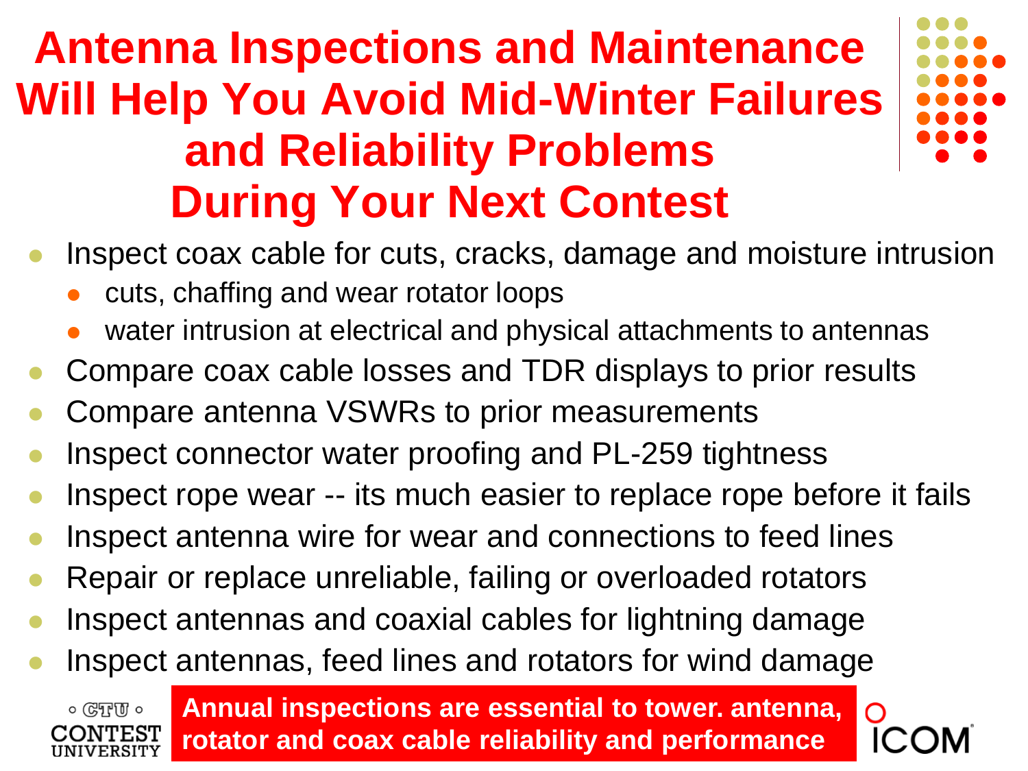# Antenna Inspections and Maintenance Will Help You Avoid Mid-Winter Failures and Reliability Problems During Your Next Contest

- Inspect coax cable for cuts, cracks, damage and moisture intrusion
  - cuts, chaffing and wear rotator loops
  - water intrusion at electrical and physical attachments to antennas
- Compare coax cable losses and TDR displays to prior results
- Compare antenna VSWRs to prior measurements
- Inspect connector water proofing and PL-259 tightness
- Inspect rope wear -- its much easier to replace rope before it fails
- Inspect antenna wire for wear and connections to feed lines
- Repair or replace unreliable, failing or overloaded rotators
- Inspect antennas and coaxial cables for lightning damage
- Inspect antennas, feed lines and rotators for wind damage

**Annual inspections are essential to tower. antenna, rotator and coax cable reliability and performance**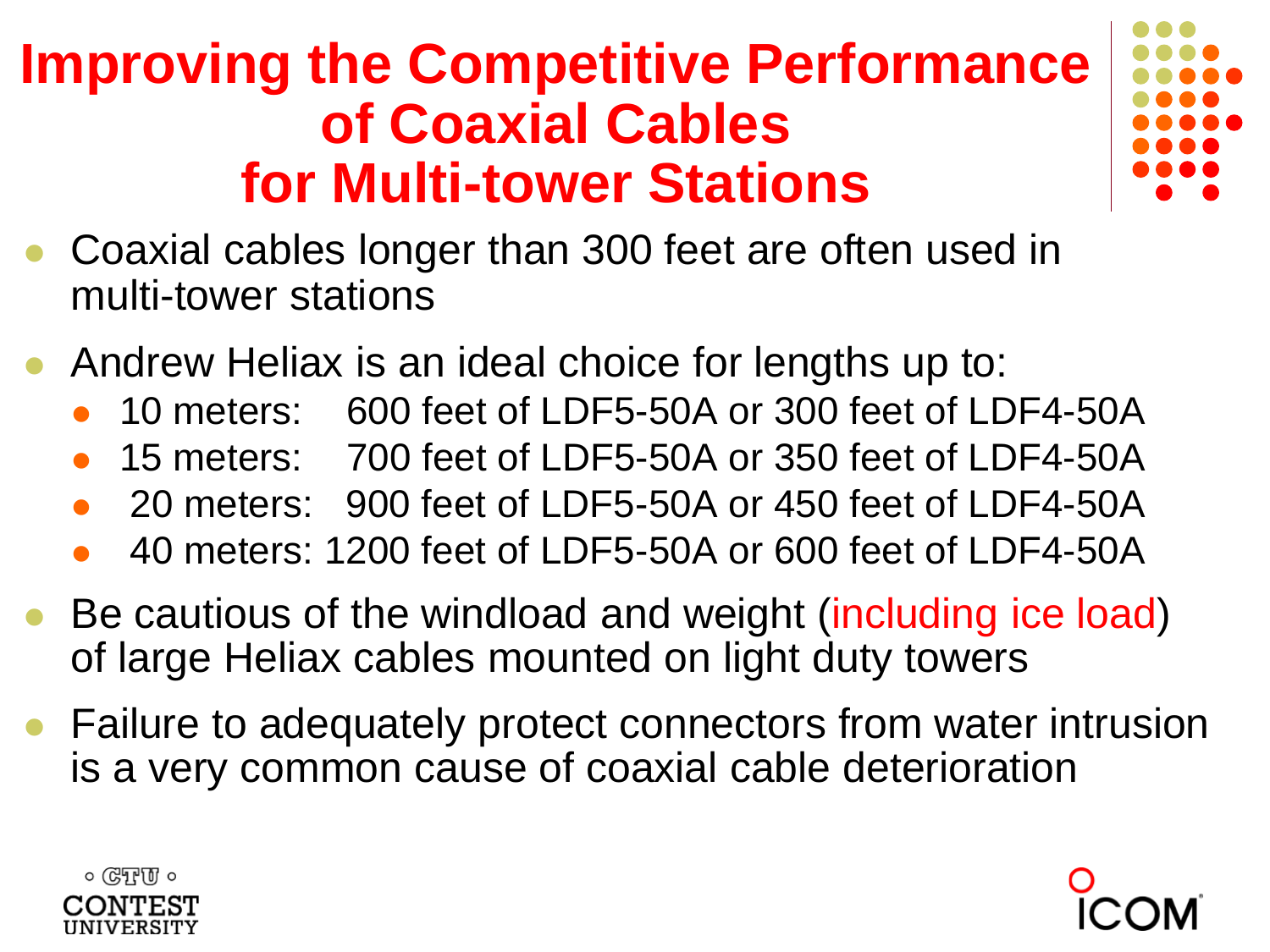# Improving the Competitive Performance of Coaxial Cables for Multi-tower Stations

- Coaxial cables longer than 300 feet are often used in multi-tower stations
- Andrew Heliax is an ideal choice for lengths up to:
  - 10 meters: 600 feet of LDF5-50A or 300 feet of LDF4-50A
  - 15 meters: 700 feet of LDF5-50A or 350 feet of LDF4-50A
  - 20 meters: 900 feet of LDF5-50A or 450 feet of LDF4-50A
  - 40 meters: 1200 feet of LDF5-50A or 600 feet of LDF4-50A
- Be cautious of the windload and weight (including ice load) of large Heliax cables mounted on light duty towers
- Failure to adequately protect connectors from water intrusion is a very common cause of coaxial cable deterioration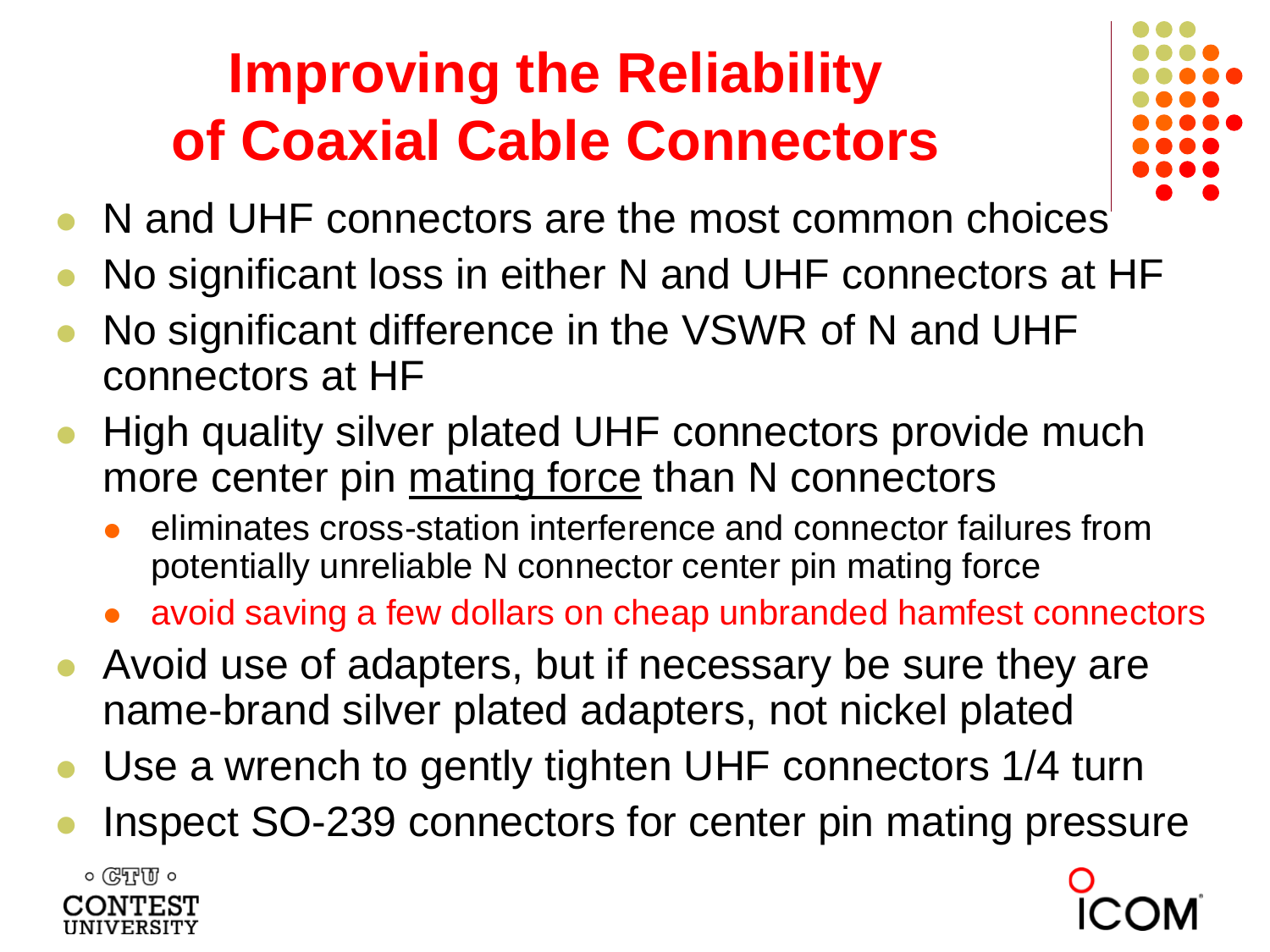# Improving the Reliability of Coaxial Cable Connectors

- N and UHF connectors are the most common choices
- No significant loss in either N and UHF connectors at HF
- No significant difference in the VSWR of N and UHF connectors at HF
- High quality silver plated UHF connectors provide much more center pin mating force than N connectors
  - eliminates cross-station interference and connector failures from potentially unreliable N connector center pin mating force
  - avoid saving a few dollars on cheap unbranded hamfest connectors
- Avoid use of adapters, but if necessary be sure they are name-brand silver plated adapters, not nickel plated
- Use a wrench to gently tighten UHF connectors 1/4 turn
- Inspect SO-239 connectors for center pin mating pressure

CTU CONTEST UNIVERSITY

ICOM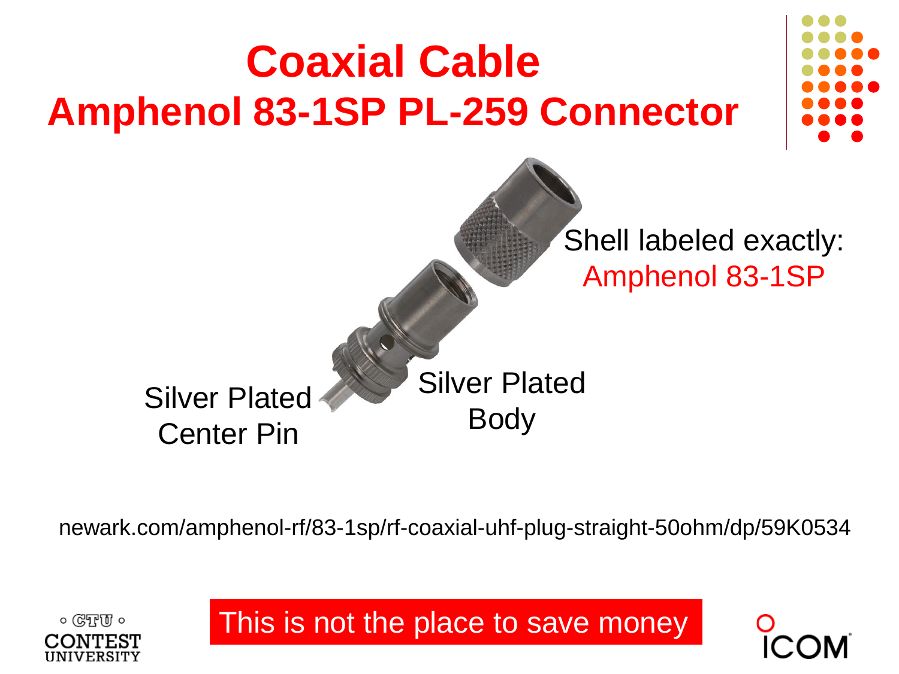# Coaxial Cable

## Amphenol 83-1SP PL-259 Connector

Shell labeled exactly: Amphenol 83-1SP

Silver Plated Center Pin

Silver Plated Body

newark.com/amphenol-rf/83-1sp/rf-coaxial-uhf-plug-straight-50ohm/dp/59K0534

This is not the place to save money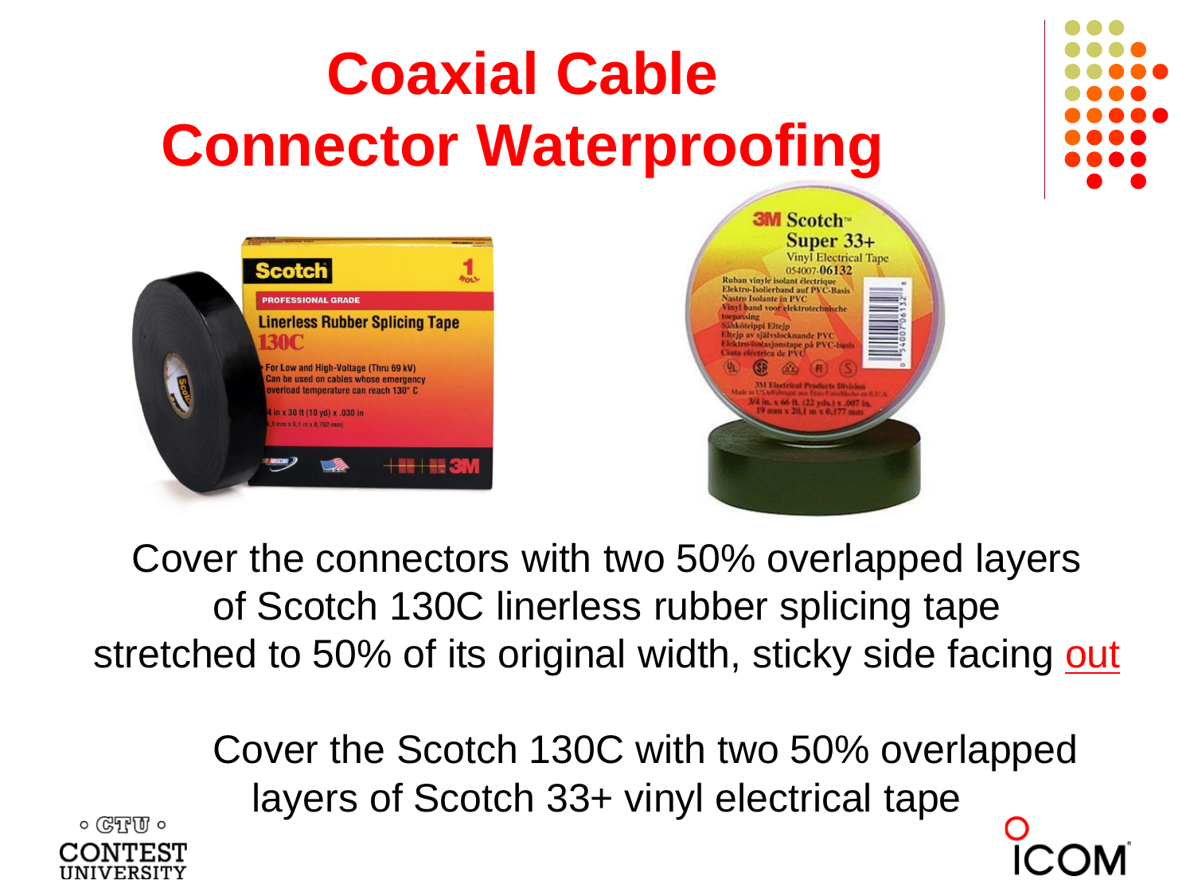# Coaxial Cable Connector Waterproofing

Cover the connectors with two 50% overlapped layers of Scotch 130C linerless rubber splicing tape stretched to 50% of its original width, sticky side facing out

Cover the Scotch 130C with two 50% overlapped layers of Scotch 33+ vinyl electrical tape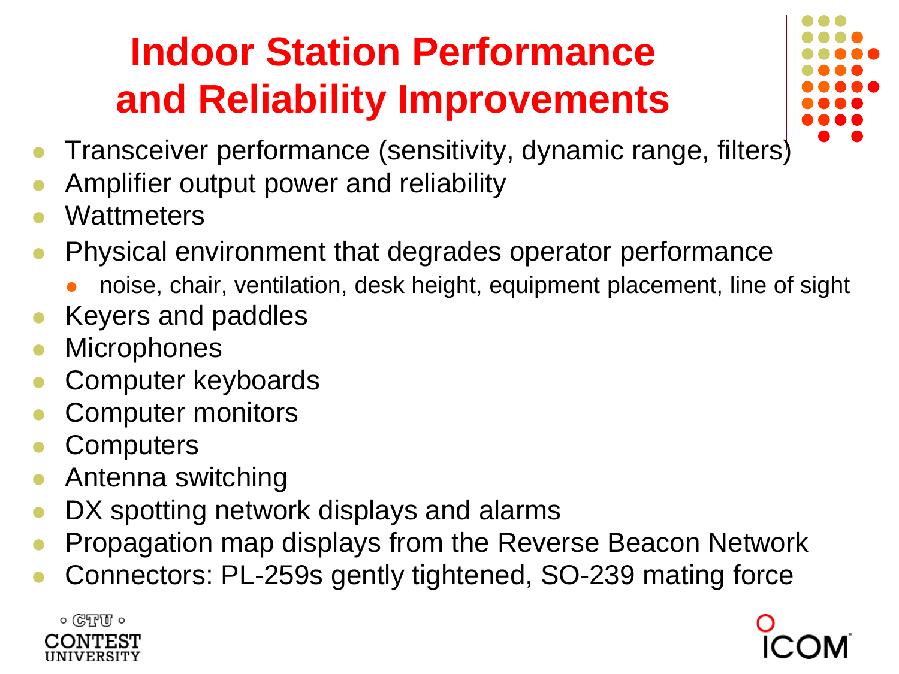# Indoor Station Performance and Reliability Improvements

- Transceiver performance (sensitivity, dynamic range, filters)
- Amplifier output power and reliability
- Wattmeters
- Physical environment that degrades operator performance
  - noise, chair, ventilation, desk height, equipment placement, line of sight
- Keyers and paddles
- Microphones
- Computer keyboards
- Computer monitors
- Computers
- Antenna switching
- DX spotting network displays and alarms
- Propagation map displays from the Reverse Beacon Network
- Connectors: PL-259s gently tightened, SO-239 mating force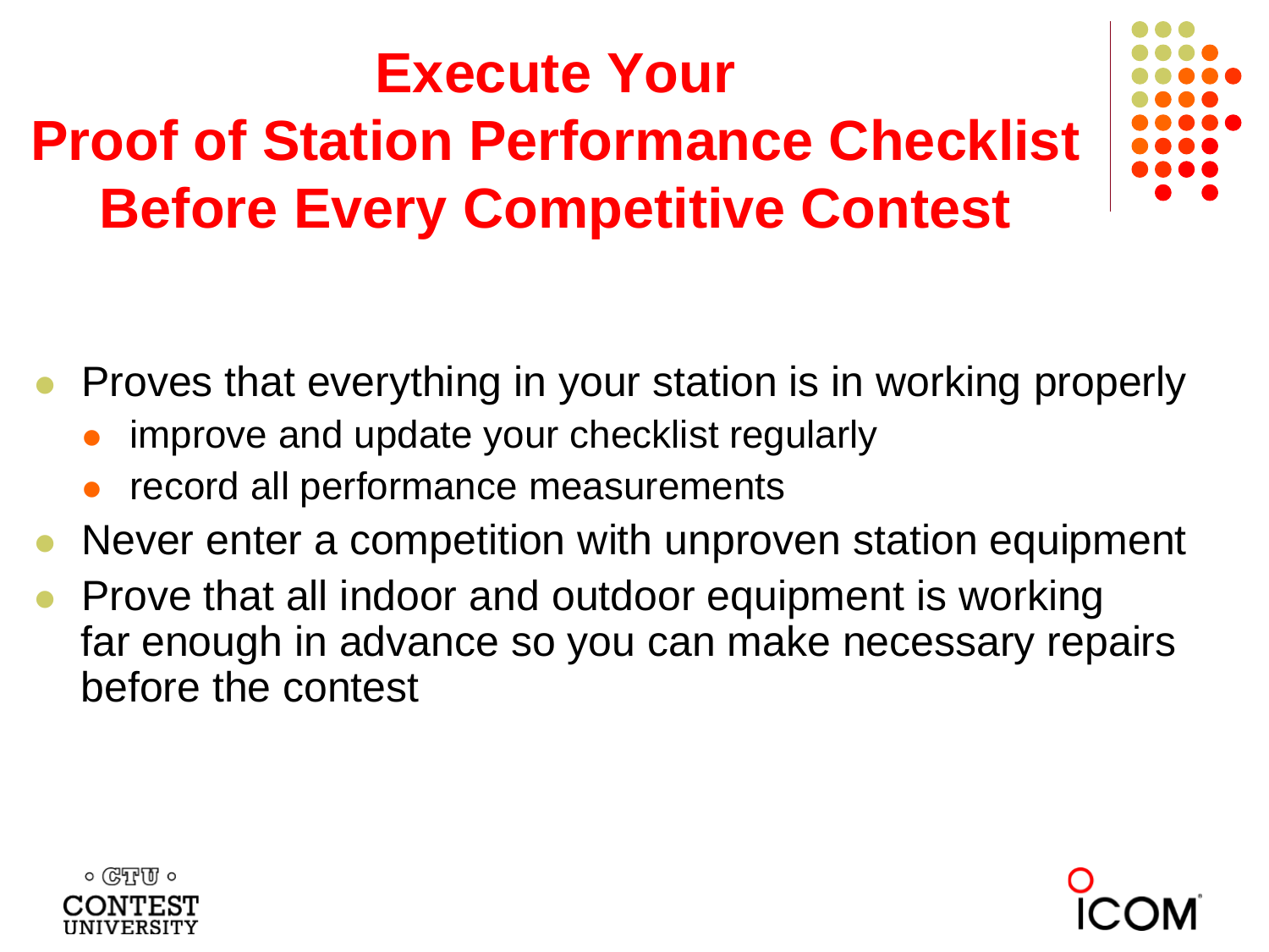# Execute Your Proof of Station Performance Checklist Before Every Competitive Contest

- Proves that everything in your station is in working properly
  - improve and update your checklist regularly
  - record all performance measurements
- Never enter a competition with unproven station equipment
- Prove that all indoor and outdoor equipment is working far enough in advance so you can make necessary repairs before the contest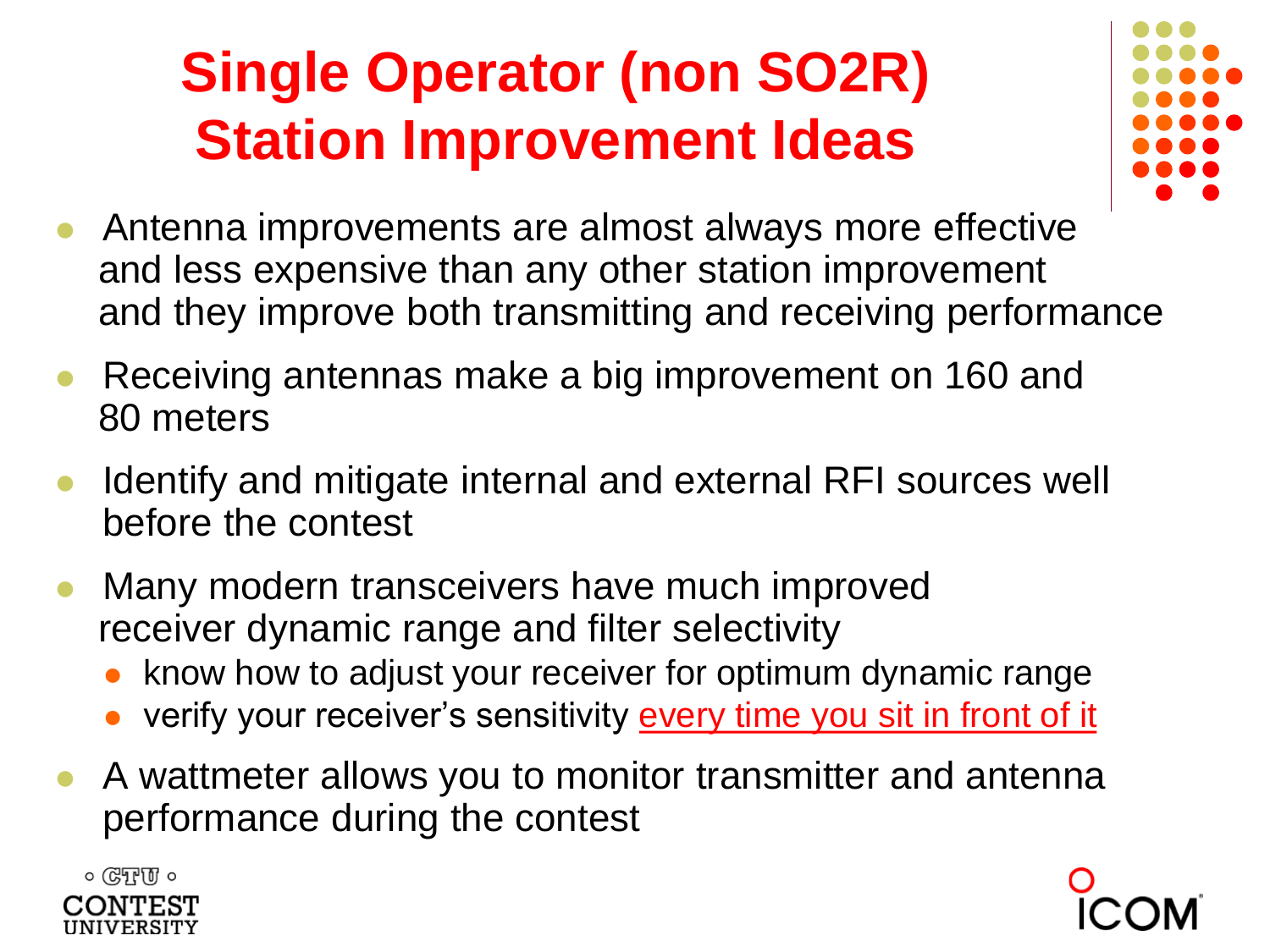# Single Operator (non SO2R) Station Improvement Ideas

- Antenna improvements are almost always more effective and less expensive than any other station improvement and they improve both transmitting and receiving performance
- Receiving antennas make a big improvement on 160 and 80 meters
- Identify and mitigate internal and external RFI sources well before the contest
- Many modern transceivers have much improved receiver dynamic range and filter selectivity
  - know how to adjust your receiver for optimum dynamic range
  - verify your receiver's sensitivity every time you sit in front of it
- A wattmeter allows you to monitor transmitter and antenna performance during the contest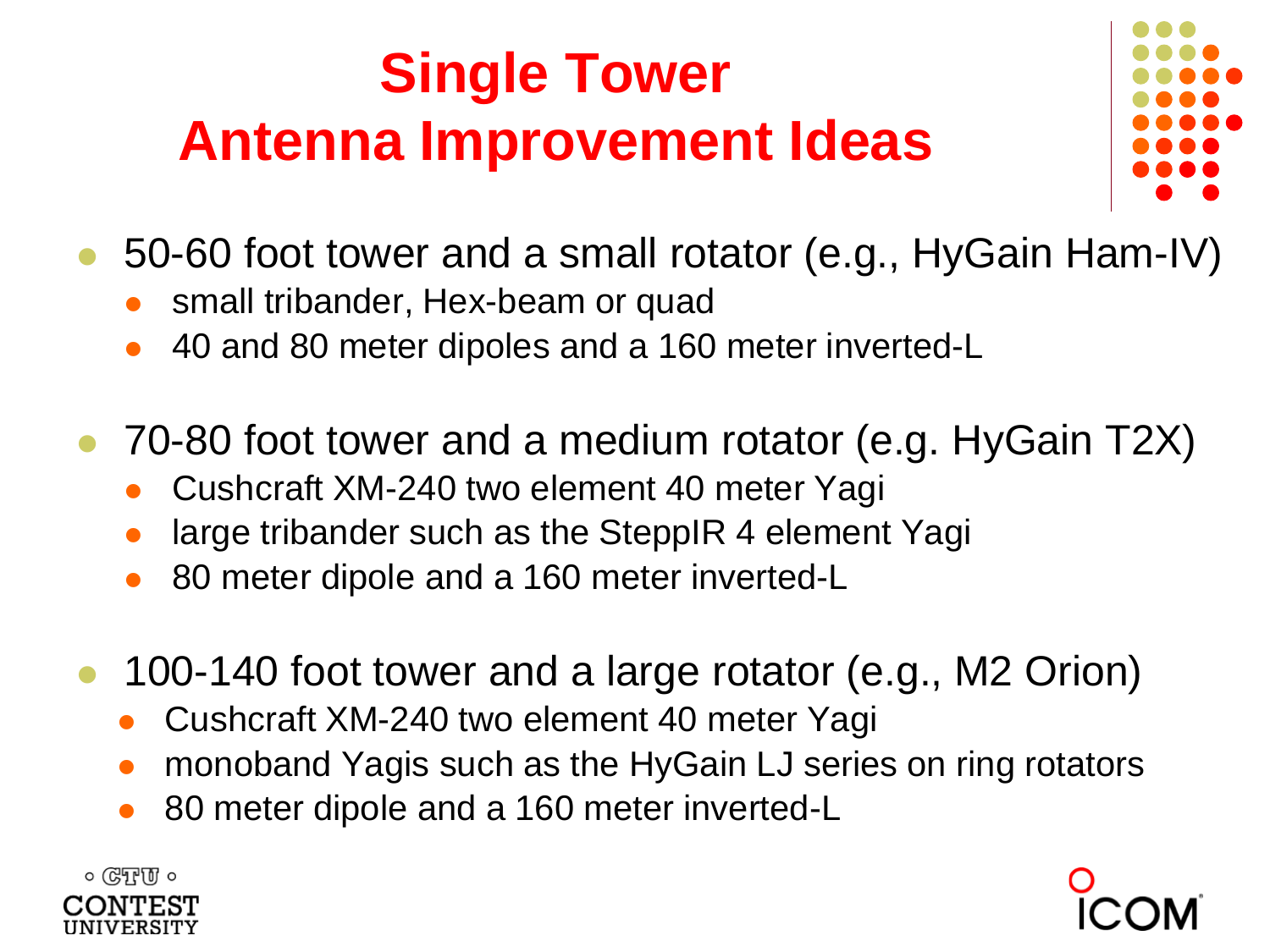# Single Tower Antenna Improvement Ideas

- 50-60 foot tower and a small rotator (e.g., HyGain Ham-IV)
  - small tribander, Hex-beam or quad
  - 40 and 80 meter dipoles and a 160 meter inverted-L
- 70-80 foot tower and a medium rotator (e.g. HyGain T2X)
  - Cushcraft XM-240 two element 40 meter Yagi
  - large tribander such as the SteppIR 4 element Yagi
  - 80 meter dipole and a 160 meter inverted-L
- 100-140 foot tower and a large rotator (e.g., M2 Orion)
  - Cushcraft XM-240 two element 40 meter Yagi
  - monoband Yagis such as the HyGain LJ series on ring rotators
  - 80 meter dipole and a 160 meter inverted-L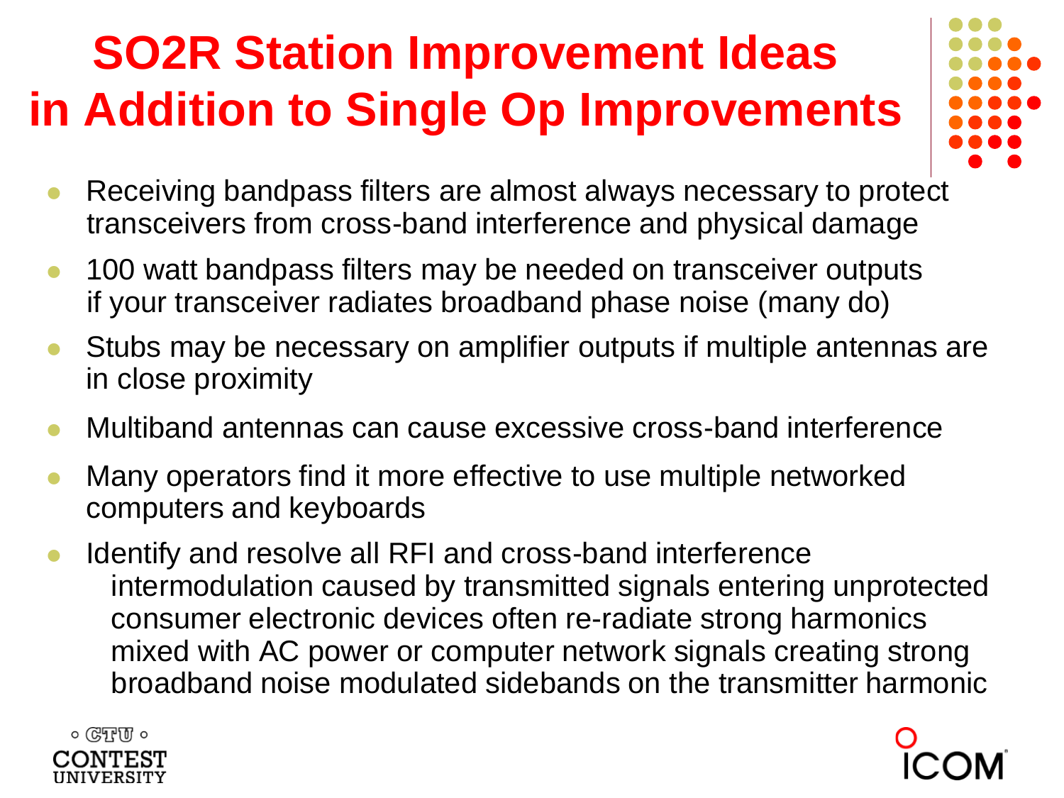# SO2R Station Improvement Ideas in Addition to Single Op Improvements

- Receiving bandpass filters are almost always necessary to protect transceivers from cross-band interference and physical damage
- 100 watt bandpass filters may be needed on transceiver outputs if your transceiver radiates broadband phase noise (many do)
- Stubs may be necessary on amplifier outputs if multiple antennas are in close proximity
- Multiband antennas can cause excessive cross-band interference
- Many operators find it more effective to use multiple networked computers and keyboards
- Identify and resolve all RFI and cross-band interference
  - intermodulation caused by transmitted signals entering unprotected consumer electronic devices often re-radiate strong harmonics mixed with AC power or computer network signals creating strong broadband noise modulated sidebands on the transmitter harmonic